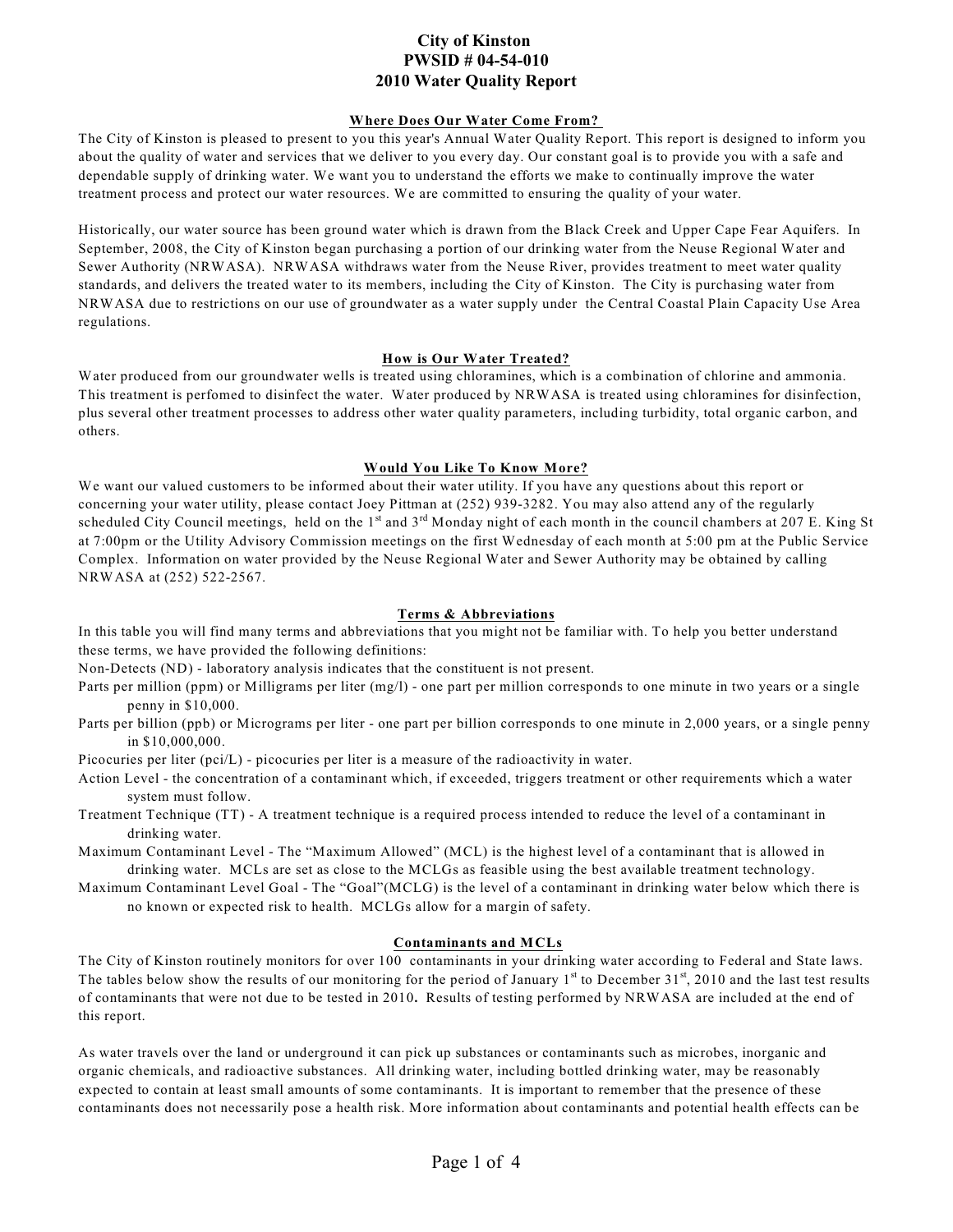# City of Kinston
## PWSID # 04-54-010
## 2010 Water Quality Report

### Where Does Our Water Come From?

The City of Kinston is pleased to present to you this year's Annual Water Quality Report. This report is designed to inform you about the quality of water and services that we deliver to you every day. Our constant goal is to provide you with a safe and dependable supply of drinking water. We want you to understand the efforts we make to continually improve the water treatment process and protect our water resources. We are committed to ensuring the quality of your water.

Historically, our water source has been ground water which is drawn from the Black Creek and Upper Cape Fear Aquifers. In September, 2008, the City of Kinston began purchasing a portion of our drinking water from the Neuse Regional Water and Sewer Authority (NRWASA). NRWASA withdraws water from the Neuse River, provides treatment to meet water quality standards, and delivers the treated water to its members, including the City of Kinston. The City is purchasing water from NRWASA due to restrictions on our use of groundwater as a water supply under the Central Coastal Plain Capacity Use Area regulations.

### How is Our Water Treated?

Water produced from our groundwater wells is treated using chloramines, which is a combination of chlorine and ammonia. This treatment is perfomed to disinfect the water. Water produced by NRWASA is treated using chloramines for disinfection, plus several other treatment processes to address other water quality parameters, including turbidity, total organic carbon, and others.

### Would You Like To Know More?

We want our valued customers to be informed about their water utility. If you have any questions about this report or concerning your water utility, please contact Joey Pittman at (252) 939-3282. You may also attend any of the regularly scheduled City Council meetings, held on the 1st and 3rd Monday night of each month in the council chambers at 207 E. King St at 7:00pm or the Utility Advisory Commission meetings on the first Wednesday of each month at 5:00 pm at the Public Service Complex. Information on water provided by the Neuse Regional Water and Sewer Authority may be obtained by calling NRWASA at (252) 522-2567.

### Terms & Abbreviations

In this table you will find many terms and abbreviations that you might not be familiar with. To help you better understand these terms, we have provided the following definitions:

Non-Detects (ND) - laboratory analysis indicates that the constituent is not present.

Parts per million (ppm) or Milligrams per liter (mg/l) - one part per million corresponds to one minute in two years or a single penny in $10,000.

Parts per billion (ppb) or Micrograms per liter - one part per billion corresponds to one minute in 2,000 years, or a single penny in $10,000,000.

Picocuries per liter (pci/L) - picocuries per liter is a measure of the radioactivity in water.

Action Level - the concentration of a contaminant which, if exceeded, triggers treatment or other requirements which a water system must follow.

Treatment Technique (TT) - A treatment technique is a required process intended to reduce the level of a contaminant in drinking water.

Maximum Contaminant Level - The "Maximum Allowed" (MCL) is the highest level of a contaminant that is allowed in drinking water. MCLs are set as close to the MCLGs as feasible using the best available treatment technology.

Maximum Contaminant Level Goal - The "Goal"(MCLG) is the level of a contaminant in drinking water below which there is no known or expected risk to health. MCLGs allow for a margin of safety.

### Contaminants and MCLs

The City of Kinston routinely monitors for over 100 contaminants in your drinking water according to Federal and State laws. The tables below show the results of our monitoring for the period of January 1st to December 31st, 2010 and the last test results of contaminants that were not due to be tested in 2010**.** Results of testing performed by NRWASA are included at the end of this report.

As water travels over the land or underground it can pick up substances or contaminants such as microbes, inorganic and organic chemicals, and radioactive substances. All drinking water, including bottled drinking water, may be reasonably expected to contain at least small amounts of some contaminants. It is important to remember that the presence of these contaminants does not necessarily pose a health risk. More information about contaminants and potential health effects can be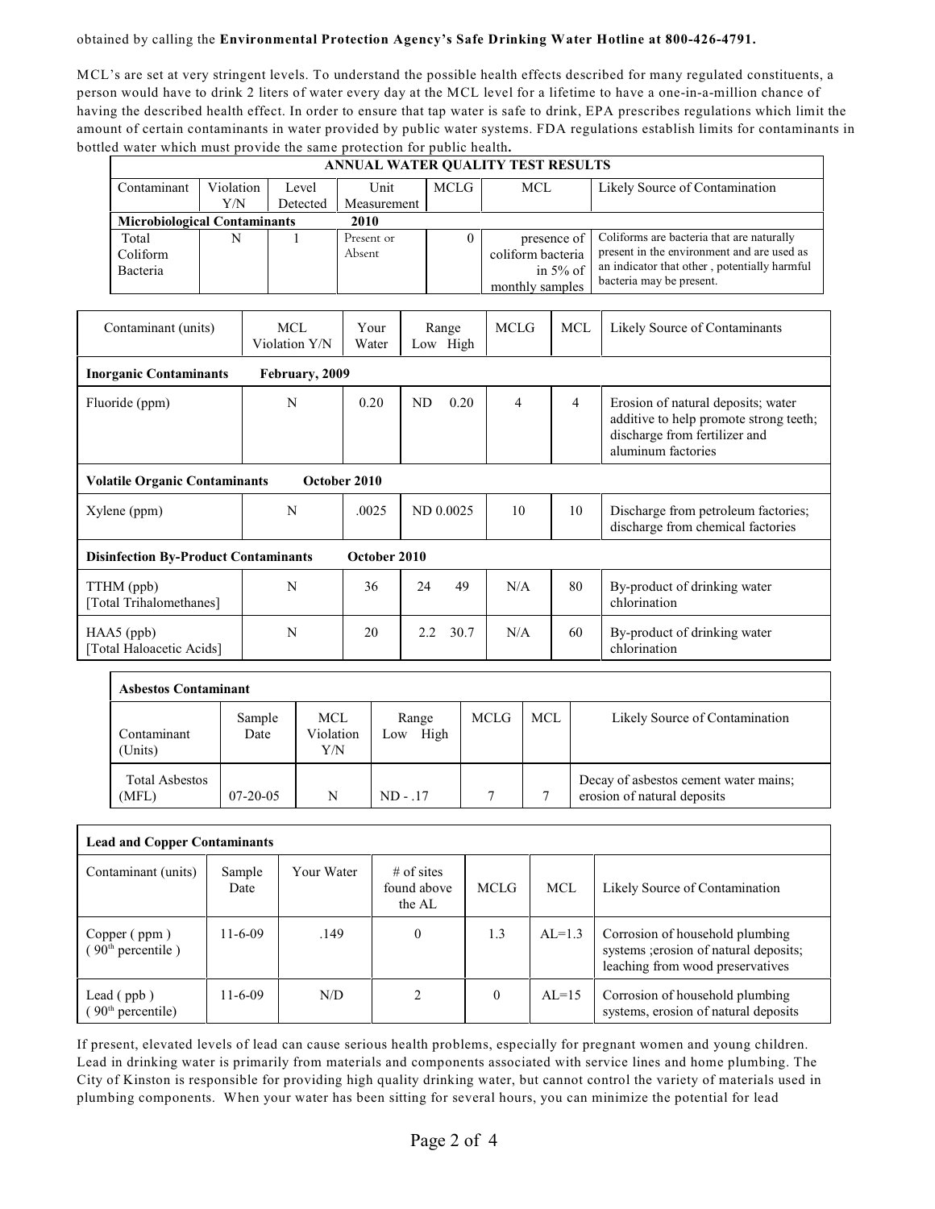obtained by calling the **Environmental Protection Agency's Safe Drinking Water Hotline at 800-426-4791.**

MCL's are set at very stringent levels. To understand the possible health effects described for many regulated constituents, a person would have to drink 2 liters of water every day at the MCL level for a lifetime to have a one-in-a-million chance of having the described health effect. In order to ensure that tap water is safe to drink, EPA prescribes regulations which limit the amount of certain contaminants in water provided by public water systems. FDA regulations establish limits for contaminants in bottled water which must provide the same protection for public health**.**

| **ANNUAL WATER QUALITY TEST RESULTS** | | | | | | |
|---|---|---|---|---|---|---|
| Contaminant | Violation Y/N | Level Detected | Unit Measurement | MCLG | MCL | Likely Source of Contamination |
| **Microbiological Contaminants** | | | **2010** | | | |
| Total Coliform Bacteria | N | 1 | Present or Absent | 0 | presence of coliform bacteria in 5% of monthly samples | Coliforms are bacteria that are naturally present in the environment and are used as an indicator that other , potentially harmful bacteria may be present. |

| Contaminant (units) | MCL Violation Y/N | Your Water | Range Low High | MCLG | MCL | Likely Source of Contaminants |
|---|---|---|---|---|---|---|
| **Inorganic Contaminants** | **February, 2009** | | | | | |
| Fluoride (ppm) | N | 0.20 | ND 0.20 | 4 | 4 | Erosion of natural deposits; water additive to help promote strong teeth; discharge from fertilizer and aluminum factories |
| **Volatile Organic Contaminants** | **October 2010** | | | | | |
| Xylene (ppm) | N | .0025 | ND 0.0025 | 10 | 10 | Discharge from petroleum factories; discharge from chemical factories |
| **Disinfection By-Product Contaminants** | **October 2010** | | | | | |
| TTHM (ppb) [Total Trihalomethanes] | N | 36 | 24 49 | N/A | 80 | By-product of drinking water chlorination |
| HAA5 (ppb) [Total Haloacetic Acids] | N | 20 | 2.2 30.7 | N/A | 60 | By-product of drinking water chlorination |

| **Asbestos Contaminant** | | | | | | |
|---|---|---|---|---|---|---|
| Contaminant (Units) | Sample Date | MCL Violation Y/N | Range Low High | MCLG | MCL | Likely Source of Contamination |
| Total Asbestos (MFL) | 07-20-05 | N | ND - .17 | 7 | 7 | Decay of asbestos cement water mains; erosion of natural deposits |

| **Lead and Copper Contaminants** | | | | | | |
|---|---|---|---|---|---|---|
| Contaminant (units) | Sample Date | Your Water | # of sites found above the AL | MCLG | MCL | Likely Source of Contamination |
| Copper ( ppm ) ( 90th percentile ) | 11-6-09 | .149 | 0 | 1.3 | AL=1.3 | Corrosion of household plumbing systems ;erosion of natural deposits; leaching from wood preservatives |
| Lead ( ppb ) ( 90th percentile) | 11-6-09 | N/D | 2 | 0 | AL=15 | Corrosion of household plumbing systems, erosion of natural deposits |

If present, elevated levels of lead can cause serious health problems, especially for pregnant women and young children. Lead in drinking water is primarily from materials and components associated with service lines and home plumbing. The City of Kinston is responsible for providing high quality drinking water, but cannot control the variety of materials used in plumbing components. When your water has been sitting for several hours, you can minimize the potential for lead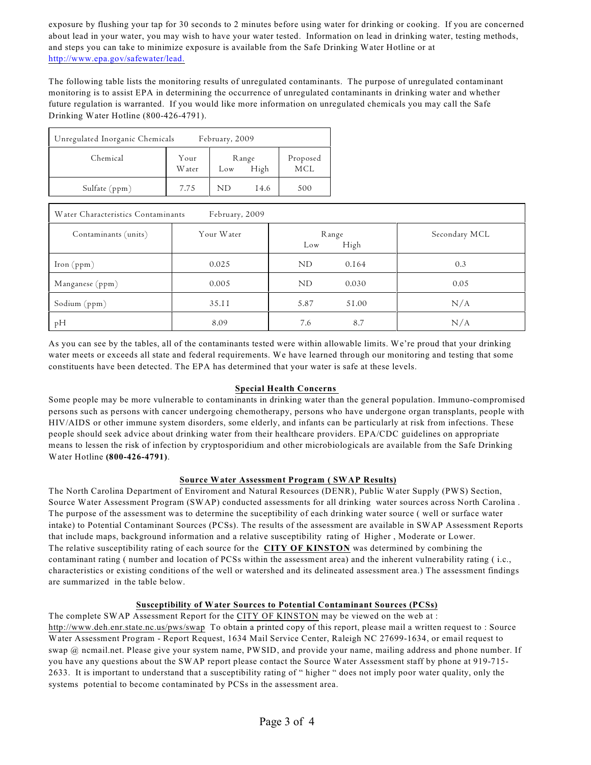exposure by flushing your tap for 30 seconds to 2 minutes before using water for drinking or cooking. If you are concerned about lead in your water, you may wish to have your water tested. Information on lead in drinking water, testing methods, and steps you can take to minimize exposure is available from the Safe Drinking Water Hotline or at http://www.epa.gov/safewater/lead.

The following table lists the monitoring results of unregulated contaminants. The purpose of unregulated contaminant monitoring is to assist EPA in determining the occurrence of unregulated contaminants in drinking water and whether future regulation is warranted. If you would like more information on unregulated chemicals you may call the Safe Drinking Water Hotline (800-426-4791).

| Unregulated Inorganic Chemicals February, 2009 | | | | |
|---|---|---|---|---|
| Chemical | Your Water | Range Low | Range High | Proposed MCL |
| Sulfate (ppm) | 7.75 | ND | 14.6 | 500 |

| Water Characteristics Contaminants February, 2009 | | | | |
|---|---|---|---|---|
| Contaminants (units) | Your Water | Range Low | Range High | Secondary MCL |
| Iron (ppm) | 0.025 | ND | 0.164 | 0.3 |
| Manganese (ppm) | 0.005 | ND | 0.030 | 0.05 |
| Sodium (ppm) | 35.11 | 5.87 | 51.00 | N/A |
| pH | 8.09 | 7.6 | 8.7 | N/A |

As you can see by the tables, all of the contaminants tested were within allowable limits. We're proud that your drinking water meets or exceeds all state and federal requirements. We have learned through our monitoring and testing that some constituents have been detected. The EPA has determined that your water is safe at these levels.

## Special Health Concerns

Some people may be more vulnerable to contaminants in drinking water than the general population. Immuno-compromised persons such as persons with cancer undergoing chemotherapy, persons who have undergone organ transplants, people with HIV/AIDS or other immune system disorders, some elderly, and infants can be particularly at risk from infections. These people should seek advice about drinking water from their healthcare providers. EPA/CDC guidelines on appropriate means to lessen the risk of infection by cryptosporidium and other microbiologicals are available from the Safe Drinking Water Hotline **(800-426-4791)**.

## Source Water Assessment Program ( SWAP Results)

The North Carolina Department of Enviroment and Natural Resources (DENR), Public Water Supply (PWS) Section, Source Water Assessment Program (SWAP) conducted assessments for all drinking water sources across North Carolina . The purpose of the assessment was to determine the suceptibility of each drinking water source ( well or surface water intake) to Potential Contaminant Sources (PCSs). The results of the assessment are available in SWAP Assessment Reports that include maps, background information and a relative susceptibility rating of Higher , Moderate or Lower.
The relative susceptibility rating of each source for the **CITY OF KINSTON** was determined by combining the contaminant rating ( number and location of PCSs within the assessment area) and the inherent vulnerability rating ( i.e., characteristics or existing conditions of the well or watershed and its delineated assessment area.) The assessment findings are summarized in the table below.

## Susceptibility of Water Sources to Potential Contaminant Sources (PCSs)

The complete SWAP Assessment Report for the CITY OF KINSTON may be viewed on the web at : http://www.deh.enr.state.nc.us/pws/swap To obtain a printed copy of this report, please mail a written request to : Source Water Assessment Program - Report Request, 1634 Mail Service Center, Raleigh NC 27699-1634, or email request to swap @ ncmail.net. Please give your system name, PWSID, and provide your name, mailing address and phone number. If you have any questions about the SWAP report please contact the Source Water Assessment staff by phone at 919-715-2633. It is important to understand that a susceptibility rating of " higher " does not imply poor water quality, only the systems potential to become contaminated by PCSs in the assessment area.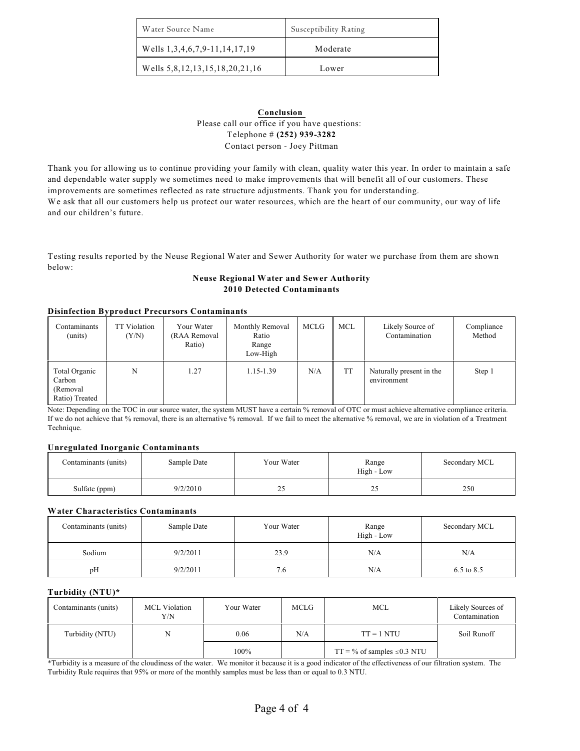| Water Source Name | Susceptibility Rating |
|---|---|
| Wells 1,3,4,6,7,9-11,14,17,19 | Moderate |
| Wells 5,8,12,13,15,18,20,21,16 | Lower |

**Conclusion**

Please call our office if you have questions:
Telephone # **(252) 939-3282**
Contact person - Joey Pittman

Thank you for allowing us to continue providing your family with clean, quality water this year. In order to maintain a safe and dependable water supply we sometimes need to make improvements that will benefit all of our customers. These improvements are sometimes reflected as rate structure adjustments. Thank you for understanding.
We ask that all our customers help us protect our water resources, which are the heart of our community, our way of life and our children's future.

Testing results reported by the Neuse Regional Water and Sewer Authority for water we purchase from them are shown below:

**Neuse Regional Water and Sewer Authority**
**2010 Detected Contaminants**

**Disinfection Byproduct Precursors Contaminants**

| Contaminants (units) | TT Violation (Y/N) | Your Water (RAA Removal Ratio) | Monthly Removal Ratio Range Low-High | MCLG | MCL | Likely Source of Contamination | Compliance Method |
|---|---|---|---|---|---|---|---|
| Total Organic Carbon (Removal Ratio) Treated | N | 1.27 | 1.15-1.39 | N/A | TT | Naturally present in the environment | Step 1 |

Note: Depending on the TOC in our source water, the system MUST have a certain % removal of OTC or must achieve alternative compliance criteria. If we do not achieve that % removal, there is an alternative % removal. If we fail to meet the alternative % removal, we are in violation of a Treatment Technique.

**Unregulated Inorganic Contaminants**

| Contaminants (units) | Sample Date | Your Water | Range High - Low | Secondary MCL |
|---|---|---|---|---|
| Sulfate (ppm) | 9/2/2010 | 25 | 25 | 250 |

**Water Characteristics Contaminants**

| Contaminants (units) | Sample Date | Your Water | Range High - Low | Secondary MCL |
|---|---|---|---|---|
| Sodium | 9/2/2011 | 23.9 | N/A | N/A |
| pH | 9/2/2011 | 7.6 | N/A | 6.5 to 8.5 |

**Turbidity (NTU)***

| Contaminants (units) | MCL Violation Y/N | Your Water | MCLG | MCL | Likely Sources of Contamination |
|---|---|---|---|---|---|
| Turbidity (NTU) | N | 0.06 | N/A | TT = 1 NTU | Soil Runoff |
| | | 100% | | TT = % of samples ≤0.3 NTU | |

*Turbidity is a measure of the cloudiness of the water. We monitor it because it is a good indicator of the effectiveness of our filtration system. The Turbidity Rule requires that 95% or more of the monthly samples must be less than or equal to 0.3 NTU.